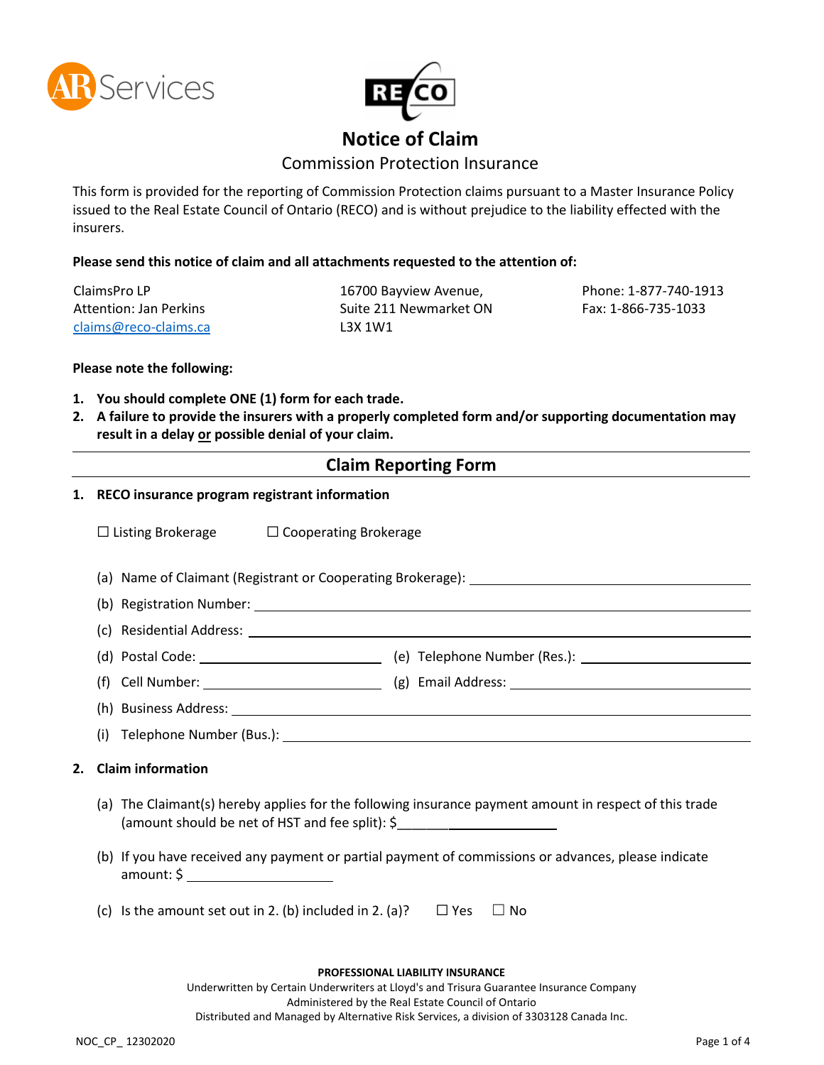# Notice of Claim

## Commission Protection Insurance

This form is provided for the reporting of Commission Protection claims pursuant to a Master Insurance Policy issued to the Real Estate Council of Ontario (RECO) and is without prejudice to the liability effected with the insurers.

**Please send this notice of claim and all attachments requested to the attention of:**

ClaimsPro LP
Attention: Jan Perkins
claims@reco-claims.ca

16700 Bayview Avenue,
Suite 211 Newmarket ON
L3X 1W1

Phone: 1-877-740-1913
Fax: 1-866-735-1033

**Please note the following:**

1. **You should complete ONE (1) form for each trade.**
2. **A failure to provide the insurers with a properly completed form and/or supporting documentation may result in a delay or possible denial of your claim.**

## Claim Reporting Form

**1. RECO insurance program registrant information**

☐ Listing Brokerage ☐ Cooperating Brokerage

(a) Name of Claimant (Registrant or Cooperating Brokerage): ____________________

(b) Registration Number: ____________________

(c) Residential Address: ____________________

(d) Postal Code: ____________________ (e) Telephone Number (Res.): ____________________

(f) Cell Number: ____________________ (g) Email Address: ____________________

(h) Business Address: ____________________

(i) Telephone Number (Bus.): ____________________

**2. Claim information**

(a) The Claimant(s) hereby applies for the following insurance payment amount in respect of this trade (amount should be net of HST and fee split): $____________________

(b) If you have received any payment or partial payment of commissions or advances, please indicate amount: $ ____________________

(c) Is the amount set out in 2. (b) included in 2. (a)? ☐ Yes ☐ No

**PROFESSIONAL LIABILITY INSURANCE**
Underwritten by Certain Underwriters at Lloyd's and Trisura Guarantee Insurance Company
Administered by the Real Estate Council of Ontario
Distributed and Managed by Alternative Risk Services, a division of 3303128 Canada Inc.

NOC_CP_ 12302020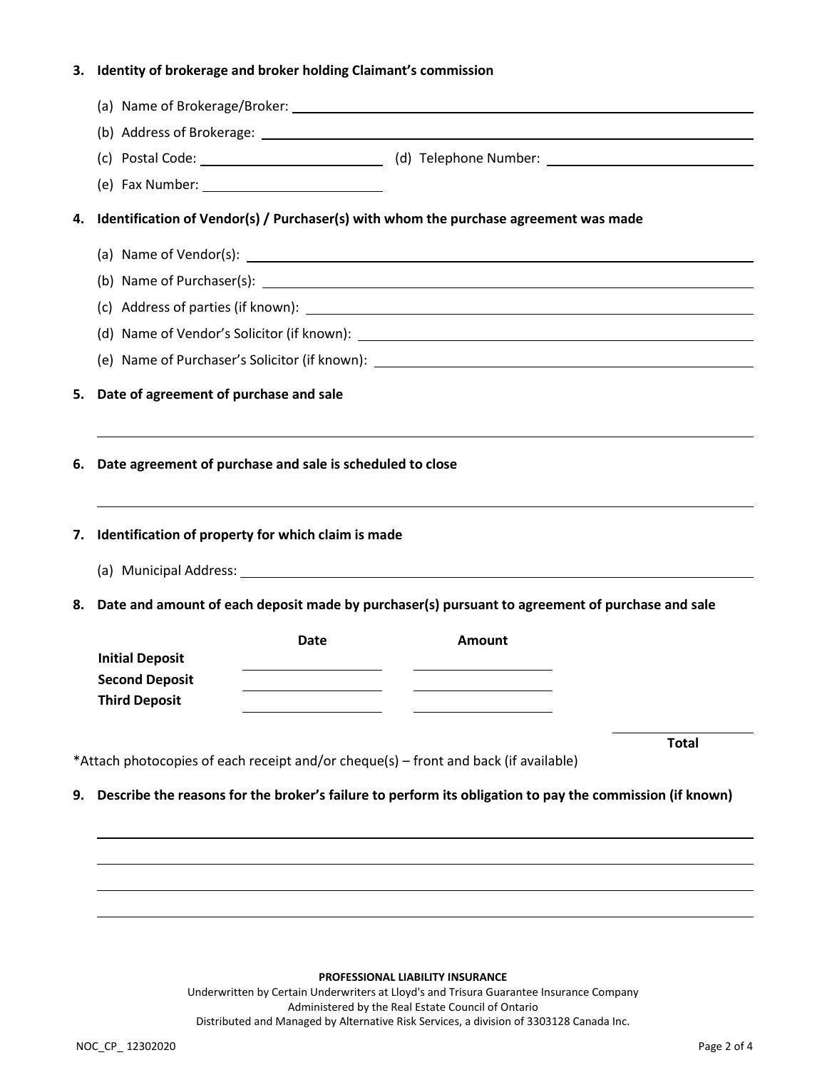**3. Identity of brokerage and broker holding Claimant's commission**

(a) Name of Brokerage/Broker: ______________________________

(b) Address of Brokerage: ______________________________

(c) Postal Code: ______________ (d) Telephone Number: ______________

(e) Fax Number: ______________

**4. Identification of Vendor(s) / Purchaser(s) with whom the purchase agreement was made**

(a) Name of Vendor(s): ______________________________

(b) Name of Purchaser(s): ______________________________

(c) Address of parties (if known): ______________________________

(d) Name of Vendor's Solicitor (if known): ______________________________

(e) Name of Purchaser's Solicitor (if known): ______________________________

**5. Date of agreement of purchase and sale**

______________________________

**6. Date agreement of purchase and sale is scheduled to close**

______________________________

**7. Identification of property for which claim is made**

(a) Municipal Address: ______________________________

**8. Date and amount of each deposit made by purchaser(s) pursuant to agreement of purchase and sale**

| | Date | Amount |
|---|---|---|
| **Initial Deposit** | | |
| **Second Deposit** | | |
| **Third Deposit** | | |

______________ **Total**

*Attach photocopies of each receipt and/or cheque(s) – front and back (if available)

**9. Describe the reasons for the broker's failure to perform its obligation to pay the commission (if known)**

______________________________

______________________________

______________________________

______________________________

**PROFESSIONAL LIABILITY INSURANCE**

Underwritten by Certain Underwriters at Lloyd's and Trisura Guarantee Insurance Company
Administered by the Real Estate Council of Ontario
Distributed and Managed by Alternative Risk Services, a division of 3303128 Canada Inc.

NOC_CP_ 12302020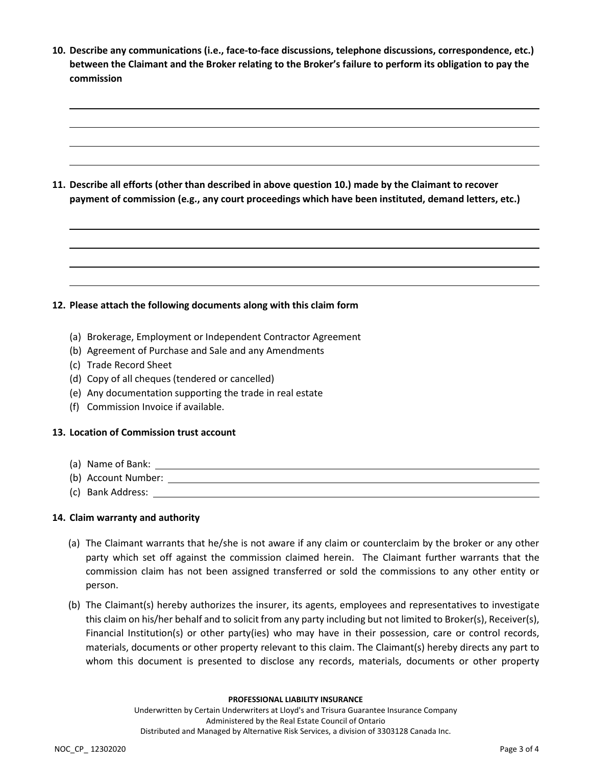**10. Describe any communications (i.e., face-to-face discussions, telephone discussions, correspondence, etc.) between the Claimant and the Broker relating to the Broker's failure to perform its obligation to pay the commission**

______________________________________________________________________________

______________________________________________________________________________

______________________________________________________________________________

______________________________________________________________________________

**11. Describe all efforts (other than described in above question 10.) made by the Claimant to recover payment of commission (e.g., any court proceedings which have been instituted, demand letters, etc.)**

______________________________________________________________________________

______________________________________________________________________________

______________________________________________________________________________

______________________________________________________________________________

**12. Please attach the following documents along with this claim form**

(a) Brokerage, Employment or Independent Contractor Agreement
(b) Agreement of Purchase and Sale and any Amendments
(c) Trade Record Sheet
(d) Copy of all cheques (tendered or cancelled)
(e) Any documentation supporting the trade in real estate
(f) Commission Invoice if available.

**13. Location of Commission trust account**

(a) Name of Bank: ______________________________________________________________
(b) Account Number: ___________________________________________________________
(c) Bank Address: ______________________________________________________________

**14. Claim warranty and authority**

(a) The Claimant warrants that he/she is not aware if any claim or counterclaim by the broker or any other party which set off against the commission claimed herein. The Claimant further warrants that the commission claim has not been assigned transferred or sold the commissions to any other entity or person.

(b) The Claimant(s) hereby authorizes the insurer, its agents, employees and representatives to investigate this claim on his/her behalf and to solicit from any party including but not limited to Broker(s), Receiver(s), Financial Institution(s) or other party(ies) who may have in their possession, care or control records, materials, documents or other property relevant to this claim. The Claimant(s) hereby directs any part to whom this document is presented to disclose any records, materials, documents or other property

**PROFESSIONAL LIABILITY INSURANCE**
Underwritten by Certain Underwriters at Lloyd's and Trisura Guarantee Insurance Company
Administered by the Real Estate Council of Ontario
Distributed and Managed by Alternative Risk Services, a division of 3303128 Canada Inc.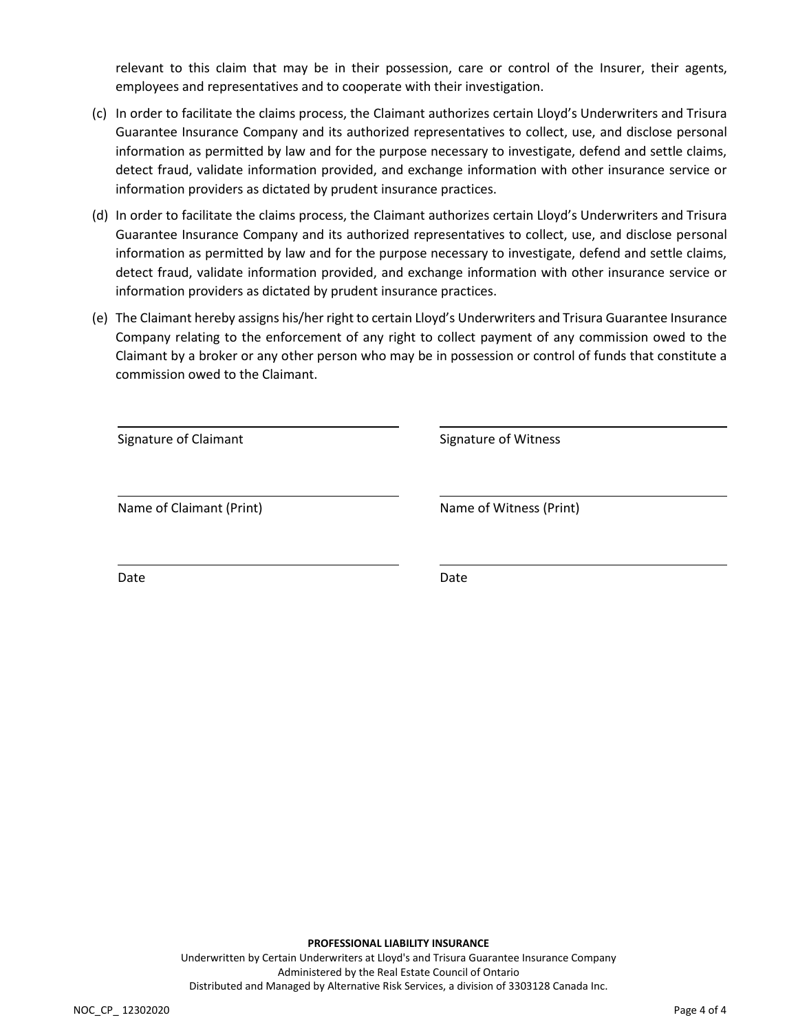relevant to this claim that may be in their possession, care or control of the Insurer, their agents, employees and representatives and to cooperate with their investigation.

(c) In order to facilitate the claims process, the Claimant authorizes certain Lloyd's Underwriters and Trisura Guarantee Insurance Company and its authorized representatives to collect, use, and disclose personal information as permitted by law and for the purpose necessary to investigate, defend and settle claims, detect fraud, validate information provided, and exchange information with other insurance service or information providers as dictated by prudent insurance practices.

(d) In order to facilitate the claims process, the Claimant authorizes certain Lloyd's Underwriters and Trisura Guarantee Insurance Company and its authorized representatives to collect, use, and disclose personal information as permitted by law and for the purpose necessary to investigate, defend and settle claims, detect fraud, validate information provided, and exchange information with other insurance service or information providers as dictated by prudent insurance practices.

(e) The Claimant hereby assigns his/her right to certain Lloyd's Underwriters and Trisura Guarantee Insurance Company relating to the enforcement of any right to collect payment of any commission owed to the Claimant by a broker or any other person who may be in possession or control of funds that constitute a commission owed to the Claimant.

| | |
|---|---|
| Signature of Claimant | Signature of Witness |
| Name of Claimant (Print) | Name of Witness (Print) |
| Date | Date |

**PROFESSIONAL LIABILITY INSURANCE**

Underwritten by Certain Underwriters at Lloyd's and Trisura Guarantee Insurance Company
Administered by the Real Estate Council of Ontario
Distributed and Managed by Alternative Risk Services, a division of 3303128 Canada Inc.

NOC_CP_ 12302020